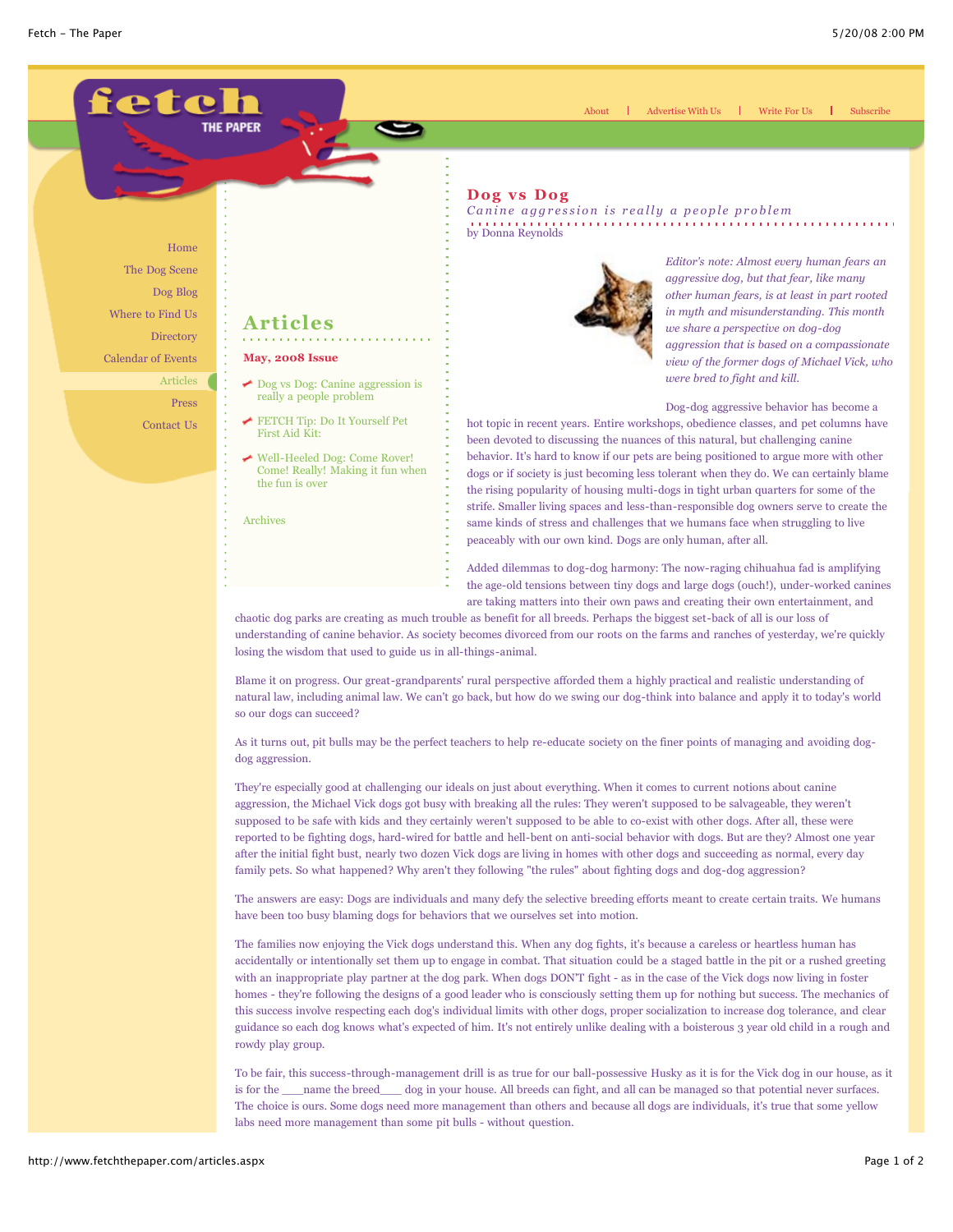fetch THE PAPER

About | Advertise With Us | Write For Us | Subscribe

- Home
- The Dog Scene
- Dog Blog
- Where to Find Us
- Directory
- Calendar of Events
- Articles
- Press
- Contact Us

## Articles

**May, 2008 Issue**

- Dog vs Dog: Canine aggression is really a people problem
- FETCH Tip: Do It Yourself Pet First Aid Kit:
- Well-Heeled Dog: Come Rover! Come! Really! Making it fun when the fun is over

Archives

# Dog vs Dog

*Canine aggression is really a people problem*

by Donna Reynolds

*Editor's note: Almost every human fears an aggressive dog, but that fear, like many other human fears, is at least in part rooted in myth and misunderstanding. This month we share a perspective on dog-dog aggression that is based on a compassionate view of the former dogs of Michael Vick, who were bred to fight and kill.*

Dog-dog aggressive behavior has become a hot topic in recent years. Entire workshops, obedience classes, and pet columns have been devoted to discussing the nuances of this natural, but challenging canine behavior. It's hard to know if our pets are being positioned to argue more with other dogs or if society is just becoming less tolerant when they do. We can certainly blame the rising popularity of housing multi-dogs in tight urban quarters for some of the strife. Smaller living spaces and less-than-responsible dog owners serve to create the same kinds of stress and challenges that we humans face when struggling to live peaceably with our own kind. Dogs are only human, after all.

Added dilemmas to dog-dog harmony: The now-raging chihuahua fad is amplifying the age-old tensions between tiny dogs and large dogs (ouch!), under-worked canines are taking matters into their own paws and creating their own entertainment, and chaotic dog parks are creating as much trouble as benefit for all breeds. Perhaps the biggest set-back of all is our loss of understanding of canine behavior. As society becomes divorced from our roots on the farms and ranches of yesterday, we're quickly losing the wisdom that used to guide us in all-things-animal.

Blame it on progress. Our great-grandparents' rural perspective afforded them a highly practical and realistic understanding of natural law, including animal law. We can't go back, but how do we swing our dog-think into balance and apply it to today's world so our dogs can succeed?

As it turns out, pit bulls may be the perfect teachers to help re-educate society on the finer points of managing and avoiding dog-dog aggression.

They're especially good at challenging our ideals on just about everything. When it comes to current notions about canine aggression, the Michael Vick dogs got busy with breaking all the rules: They weren't supposed to be salvageable, they weren't supposed to be safe with kids and they certainly weren't supposed to be able to co-exist with other dogs. After all, these were reported to be fighting dogs, hard-wired for battle and hell-bent on anti-social behavior with dogs. But are they? Almost one year after the initial fight bust, nearly two dozen Vick dogs are living in homes with other dogs and succeeding as normal, every day family pets. So what happened? Why aren't they following "the rules" about fighting dogs and dog-dog aggression?

The answers are easy: Dogs are individuals and many defy the selective breeding efforts meant to create certain traits. We humans have been too busy blaming dogs for behaviors that we ourselves set into motion.

The families now enjoying the Vick dogs understand this. When any dog fights, it's because a careless or heartless human has accidentally or intentionally set them up to engage in combat. That situation could be a staged battle in the pit or a rushed greeting with an inappropriate play partner at the dog park. When dogs DON'T fight - as in the case of the Vick dogs now living in foster homes - they're following the designs of a good leader who is consciously setting them up for nothing but success. The mechanics of this success involve respecting each dog's individual limits with other dogs, proper socialization to increase dog tolerance, and clear guidance so each dog knows what's expected of him. It's not entirely unlike dealing with a boisterous 3 year old child in a rough and rowdy play group.

To be fair, this success-through-management drill is as true for our ball-possessive Husky as it is for the Vick dog in our house, as it is for the ____name the breed____ dog in your house. All breeds can fight, and all can be managed so that potential never surfaces. The choice is ours. Some dogs need more management than others and because all dogs are individuals, it's true that some yellow labs need more management than some pit bulls - without question.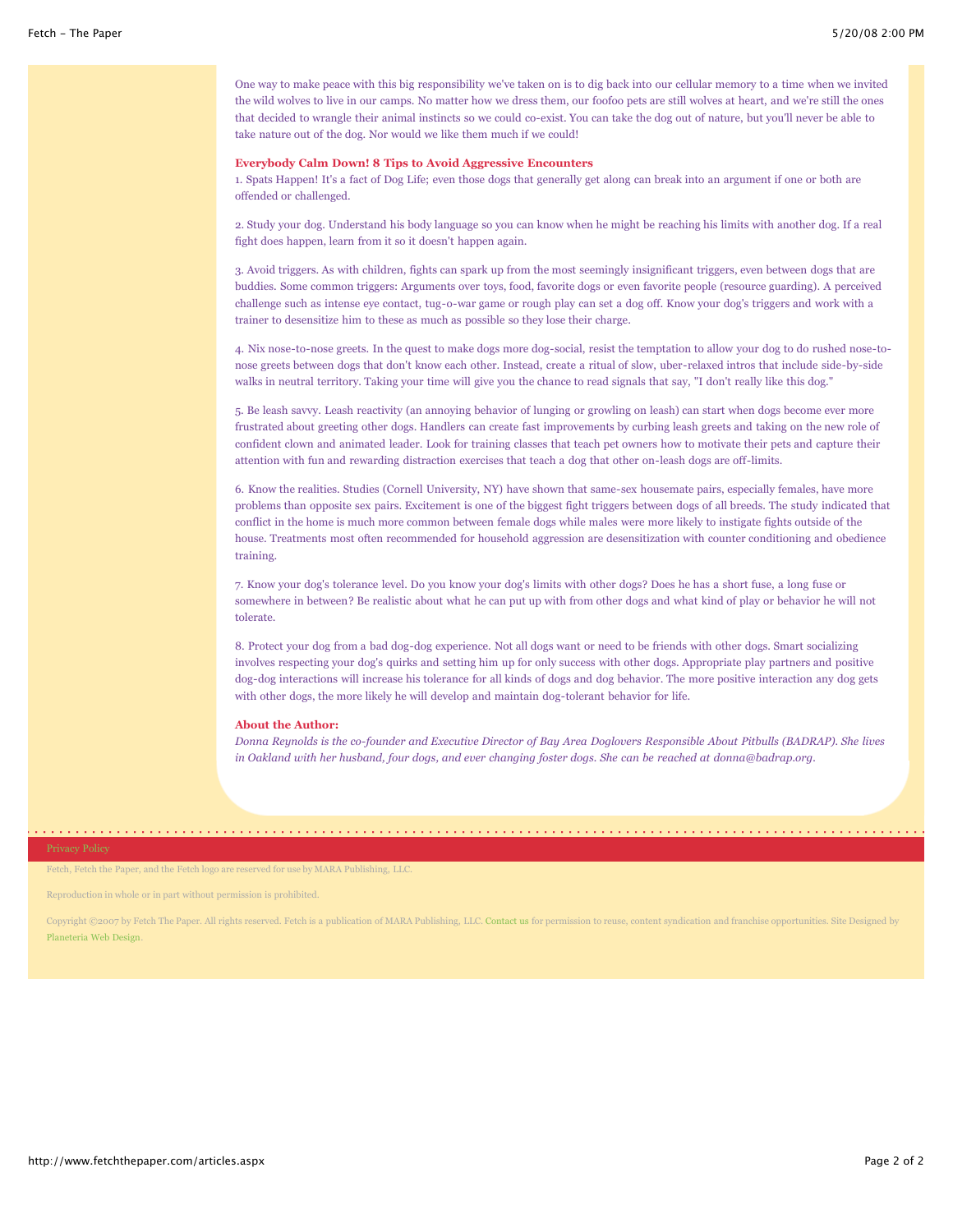One way to make peace with this big responsibility we've taken on is to dig back into our cellular memory to a time when we invited the wild wolves to live in our camps. No matter how we dress them, our foofoo pets are still wolves at heart, and we're still the ones that decided to wrangle their animal instincts so we could co-exist. You can take the dog out of nature, but you'll never be able to take nature out of the dog. Nor would we like them much if we could!

**Everybody Calm Down! 8 Tips to Avoid Aggressive Encounters**

1. Spats Happen! It's a fact of Dog Life; even those dogs that generally get along can break into an argument if one or both are offended or challenged.

2. Study your dog. Understand his body language so you can know when he might be reaching his limits with another dog. If a real fight does happen, learn from it so it doesn't happen again.

3. Avoid triggers. As with children, fights can spark up from the most seemingly insignificant triggers, even between dogs that are buddies. Some common triggers: Arguments over toys, food, favorite dogs or even favorite people (resource guarding). A perceived challenge such as intense eye contact, tug-o-war game or rough play can set a dog off. Know your dog's triggers and work with a trainer to desensitize him to these as much as possible so they lose their charge.

4. Nix nose-to-nose greets. In the quest to make dogs more dog-social, resist the temptation to allow your dog to do rushed nose-to-nose greets between dogs that don't know each other. Instead, create a ritual of slow, uber-relaxed intros that include side-by-side walks in neutral territory. Taking your time will give you the chance to read signals that say, "I don't really like this dog."

5. Be leash savvy. Leash reactivity (an annoying behavior of lunging or growling on leash) can start when dogs become ever more frustrated about greeting other dogs. Handlers can create fast improvements by curbing leash greets and taking on the new role of confident clown and animated leader. Look for training classes that teach pet owners how to motivate their pets and capture their attention with fun and rewarding distraction exercises that teach a dog that other on-leash dogs are off-limits.

6. Know the realities. Studies (Cornell University, NY) have shown that same-sex housemate pairs, especially females, have more problems than opposite sex pairs. Excitement is one of the biggest fight triggers between dogs of all breeds. The study indicated that conflict in the home is much more common between female dogs while males were more likely to instigate fights outside of the house. Treatments most often recommended for household aggression are desensitization with counter conditioning and obedience training.

7. Know your dog's tolerance level. Do you know your dog's limits with other dogs? Does he has a short fuse, a long fuse or somewhere in between? Be realistic about what he can put up with from other dogs and what kind of play or behavior he will not tolerate.

8. Protect your dog from a bad dog-dog experience. Not all dogs want or need to be friends with other dogs. Smart socializing involves respecting your dog's quirks and setting him up for only success with other dogs. Appropriate play partners and positive dog-dog interactions will increase his tolerance for all kinds of dogs and dog behavior. The more positive interaction any dog gets with other dogs, the more likely he will develop and maintain dog-tolerant behavior for life.

**About the Author:**

*Donna Reynolds is the co-founder and Executive Director of Bay Area Doglovers Responsible About Pitbulls (BADRAP). She lives in Oakland with her husband, four dogs, and ever changing foster dogs. She can be reached at donna@badrap.org.*

Privacy Policy

Fetch, Fetch the Paper, and the Fetch logo are reserved for use by MARA Publishing, LLC.

Reproduction in whole or in part without permission is prohibited.

Copyright ©2007 by Fetch The Paper. All rights reserved. Fetch is a publication of MARA Publishing, LLC. Contact us for permission to reuse, content syndication and franchise opportunities. Site Designed by Planeteria Web Design.